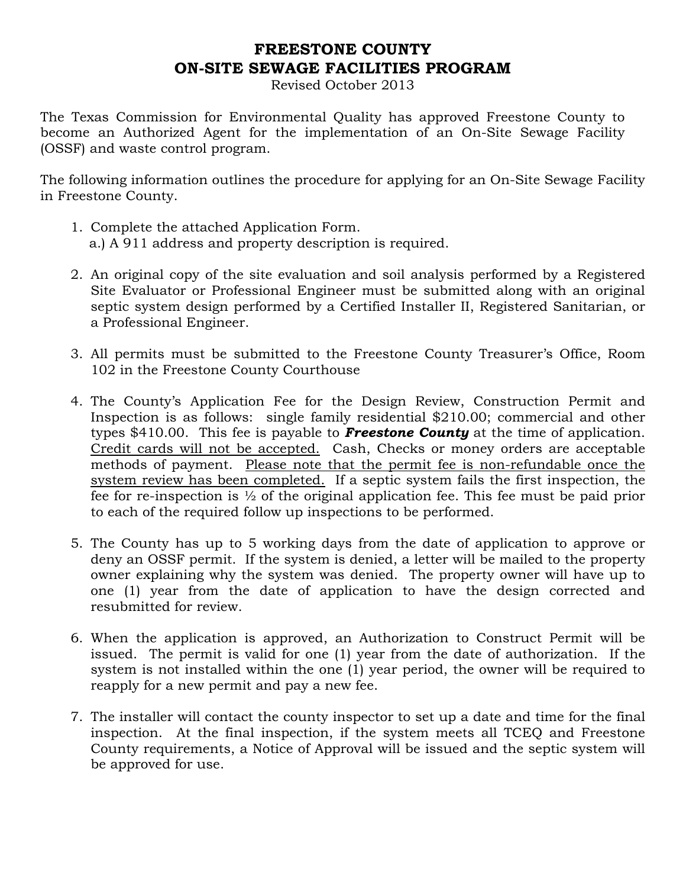# FREESTONE COUNTY
# ON-SITE SEWAGE FACILITIES PROGRAM

Revised October 2013

The Texas Commission for Environmental Quality has approved Freestone County to become an Authorized Agent for the implementation of an On-Site Sewage Facility (OSSF) and waste control program.

The following information outlines the procedure for applying for an On-Site Sewage Facility in Freestone County.

1. Complete the attached Application Form.
   a.) A 911 address and property description is required.

2. An original copy of the site evaluation and soil analysis performed by a Registered Site Evaluator or Professional Engineer must be submitted along with an original septic system design performed by a Certified Installer II, Registered Sanitarian, or a Professional Engineer.

3. All permits must be submitted to the Freestone County Treasurer's Office, Room 102 in the Freestone County Courthouse

4. The County's Application Fee for the Design Review, Construction Permit and Inspection is as follows: single family residential $210.00; commercial and other types $410.00. This fee is payable to ***Freestone County*** at the time of application. <u>Credit cards will not be accepted.</u> Cash, Checks or money orders are acceptable methods of payment. <u>Please note that the permit fee is non-refundable once the system review has been completed.</u> If a septic system fails the first inspection, the fee for re-inspection is ½ of the original application fee. This fee must be paid prior to each of the required follow up inspections to be performed.

5. The County has up to 5 working days from the date of application to approve or deny an OSSF permit. If the system is denied, a letter will be mailed to the property owner explaining why the system was denied. The property owner will have up to one (1) year from the date of application to have the design corrected and resubmitted for review.

6. When the application is approved, an Authorization to Construct Permit will be issued. The permit is valid for one (1) year from the date of authorization. If the system is not installed within the one (1) year period, the owner will be required to reapply for a new permit and pay a new fee.

7. The installer will contact the county inspector to set up a date and time for the final inspection. At the final inspection, if the system meets all TCEQ and Freestone County requirements, a Notice of Approval will be issued and the septic system will be approved for use.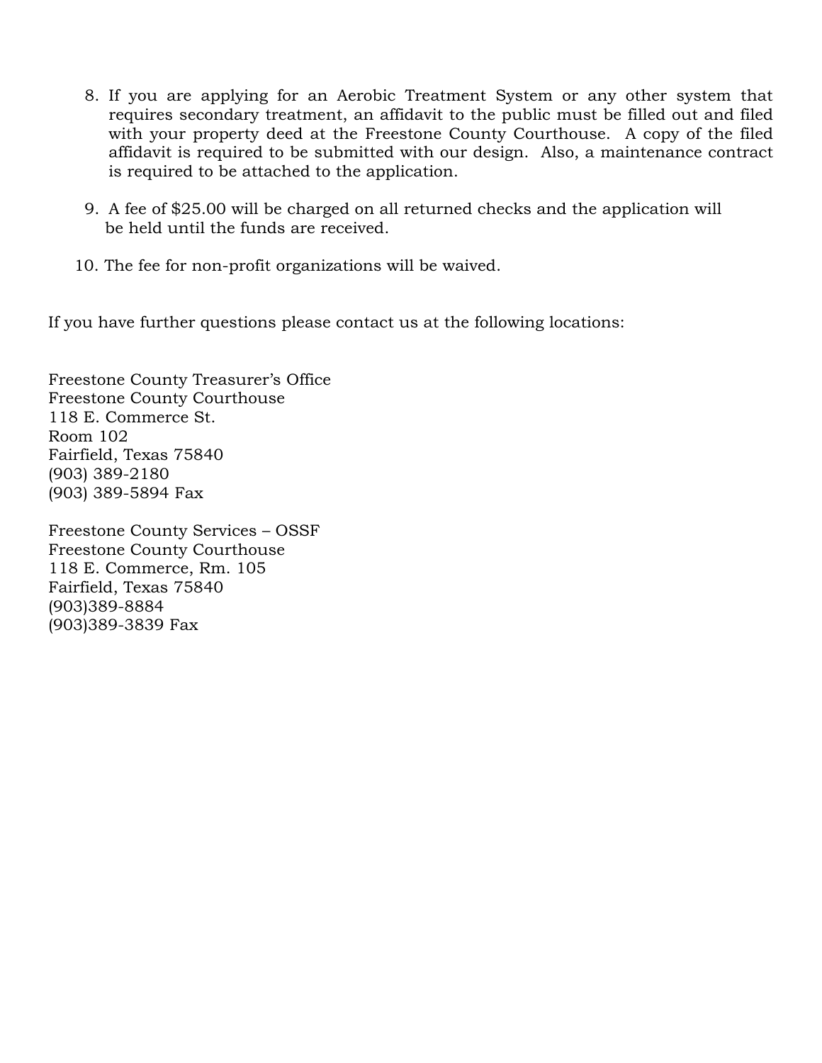8. If you are applying for an Aerobic Treatment System or any other system that requires secondary treatment, an affidavit to the public must be filled out and filed with your property deed at the Freestone County Courthouse. A copy of the filed affidavit is required to be submitted with our design. Also, a maintenance contract is required to be attached to the application.

9. A fee of $25.00 will be charged on all returned checks and the application will be held until the funds are received.

10. The fee for non-profit organizations will be waived.

If you have further questions please contact us at the following locations:

Freestone County Treasurer's Office
Freestone County Courthouse
118 E. Commerce St.
Room 102
Fairfield, Texas 75840
(903) 389-2180
(903) 389-5894 Fax

Freestone County Services – OSSF
Freestone County Courthouse
118 E. Commerce, Rm. 105
Fairfield, Texas 75840
(903)389-8884
(903)389-3839 Fax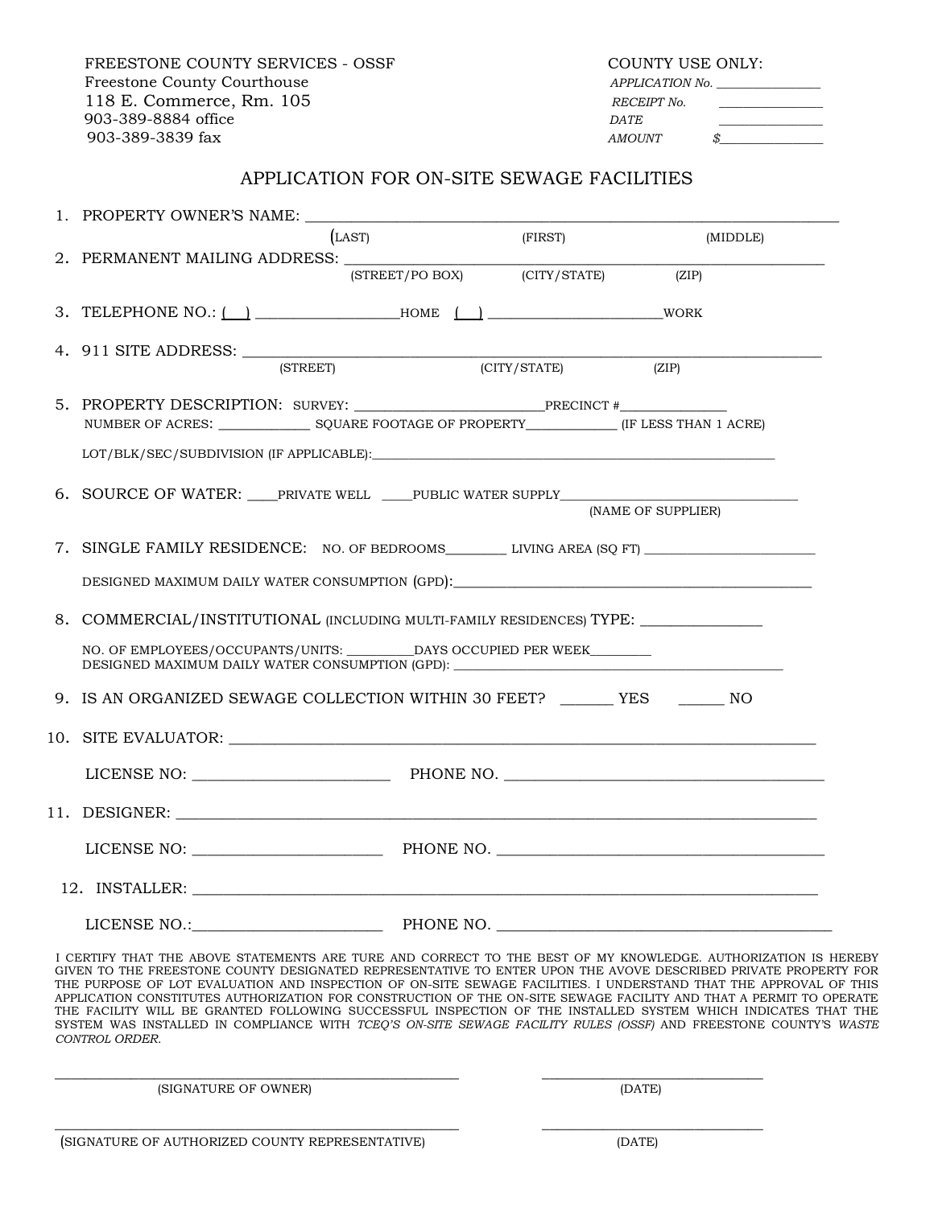FREESTONE COUNTY SERVICES - OSSF
Freestone County Courthouse
118 E. Commerce, Rm. 105
903-389-8884 office
903-389-3839 fax

COUNTY USE ONLY:
APPLICATION No. _______________
RECEIPT No. _______________
DATE _______________
AMOUNT $_______________

# APPLICATION FOR ON-SITE SEWAGE FACILITIES

1. PROPERTY OWNER'S NAME: ______________________________________________
(LAST) (FIRST) (MIDDLE)

2. PERMANENT MAILING ADDRESS: ______________________________________________
(STREET/PO BOX) (CITY/STATE) (ZIP)

3. TELEPHONE NO.: ( ) ____________________HOME ( ) ________________________WORK

4. 911 SITE ADDRESS: ______________________________________________
(STREET) (CITY/STATE) (ZIP)

5. PROPERTY DESCRIPTION: SURVEY: __________________________PRECINCT #_______________
NUMBER OF ACRES: ______________ SQUARE FOOTAGE OF PROPERTY______________ (IF LESS THAN 1 ACRE)

LOT/BLK/SEC/SUBDIVISION (IF APPLICABLE):______________________________________________

6. SOURCE OF WATER: ____PRIVATE WELL ____PUBLIC WATER SUPPLY__________________________________
(NAME OF SUPPLIER)

7. SINGLE FAMILY RESIDENCE: NO. OF BEDROOMS_________ LIVING AREA (SQ FT) _________________________

DESIGNED MAXIMUM DAILY WATER CONSUMPTION (GPD):______________________________________________

8. COMMERCIAL/INSTITUTIONAL (INCLUDING MULTI-FAMILY RESIDENCES) TYPE: ________________

NO. OF EMPLOYEES/OCCUPANTS/UNITS: __________DAYS OCCUPIED PER WEEK_________
DESIGNED MAXIMUM DAILY WATER CONSUMPTION (GPD): ______________________________________________

9. IS AN ORGANIZED SEWAGE COLLECTION WITHIN 30 FEET? _______ YES ______ NO

10. SITE EVALUATOR: ______________________________________________

LICENSE NO: _________________________ PHONE NO. ______________________________

11. DESIGNER: ______________________________________________

LICENSE NO: _________________________ PHONE NO. ______________________________

12. INSTALLER: ______________________________________________

LICENSE NO.:_________________________ PHONE NO. ______________________________

I CERTIFY THAT THE ABOVE STATEMENTS ARE TURE AND CORRECT TO THE BEST OF MY KNOWLEDGE. AUTHORIZATION IS HEREBY GIVEN TO THE FREESTONE COUNTY DESIGNATED REPRESENTATIVE TO ENTER UPON THE AVOVE DESCRIBED PRIVATE PROPERTY FOR THE PURPOSE OF LOT EVALUATION AND INSPECTION OF ON-SITE SEWAGE FACILITIES. I UNDERSTAND THAT THE APPROVAL OF THIS APPLICATION CONSTITUTES AUTHORIZATION FOR CONSTRUCTION OF THE ON-SITE SEWAGE FACILITY AND THAT A PERMIT TO OPERATE THE FACILITY WILL BE GRANTED FOLLOWING SUCCESSFUL INSPECTION OF THE INSTALLED SYSTEM WHICH INDICATES THAT THE SYSTEM WAS INSTALLED IN COMPLIANCE WITH *TCEQ'S ON-SITE SEWAGE FACILITY RULES (OSSF)* AND FREESTONE COUNTY'S *WASTE CONTROL ORDER.*

______________________________________________ ______________________________
(SIGNATURE OF OWNER) (DATE)

______________________________________________ ______________________________
(SIGNATURE OF AUTHORIZED COUNTY REPRESENTATIVE) (DATE)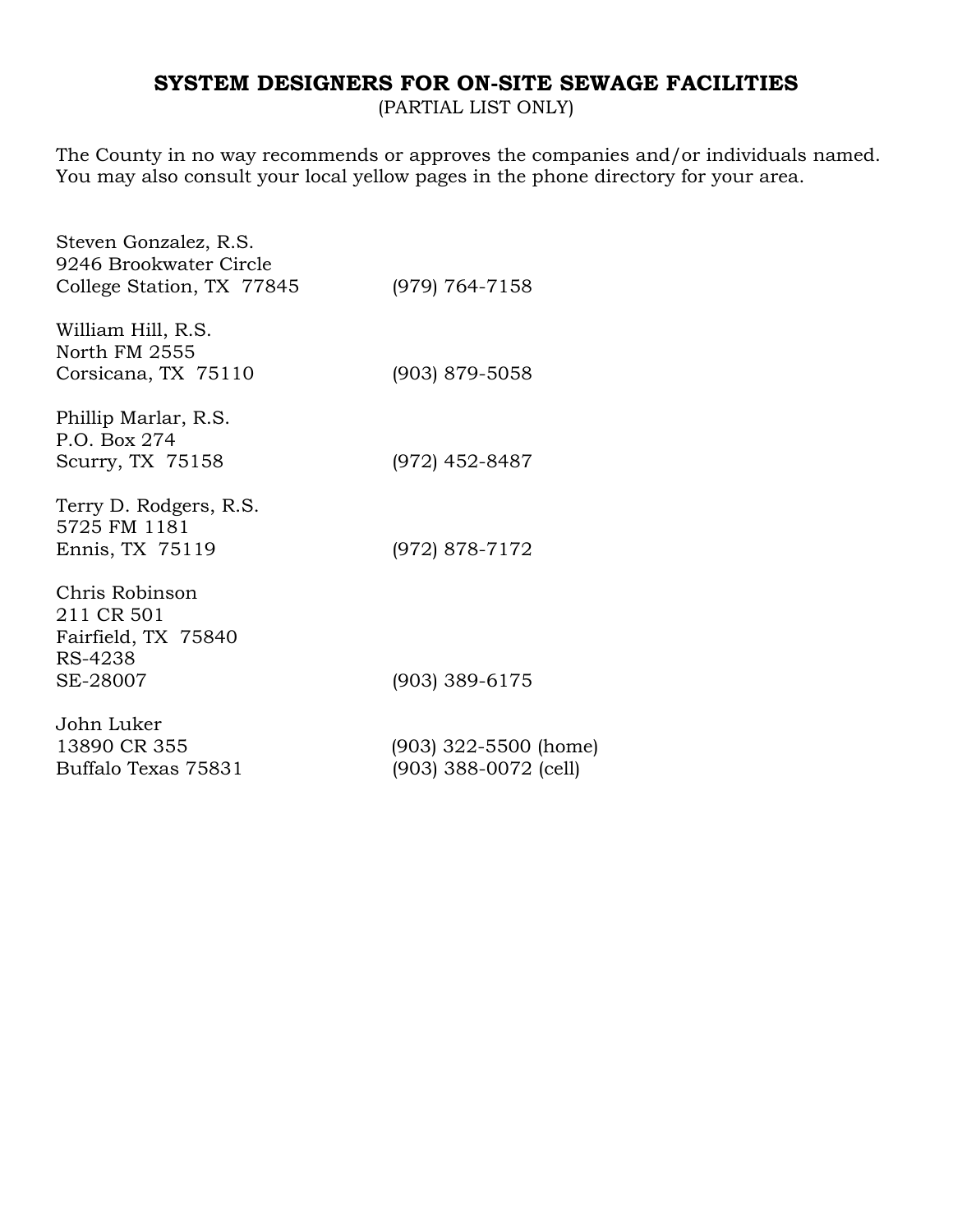# SYSTEM DESIGNERS FOR ON-SITE SEWAGE FACILITIES

(PARTIAL LIST ONLY)

The County in no way recommends or approves the companies and/or individuals named. You may also consult your local yellow pages in the phone directory for your area.

Steven Gonzalez, R.S.
9246 Brookwater Circle
College Station, TX 77845 — (979) 764-7158

William Hill, R.S.
North FM 2555
Corsicana, TX 75110 — (903) 879-5058

Phillip Marlar, R.S.
P.O. Box 274
Scurry, TX 75158 — (972) 452-8487

Terry D. Rodgers, R.S.
5725 FM 1181
Ennis, TX 75119 — (972) 878-7172

Chris Robinson
211 CR 501
Fairfield, TX 75840
RS-4238
SE-28007 — (903) 389-6175

John Luker
13890 CR 355 — (903) 322-5500 (home)
Buffalo Texas 75831 — (903) 388-0072 (cell)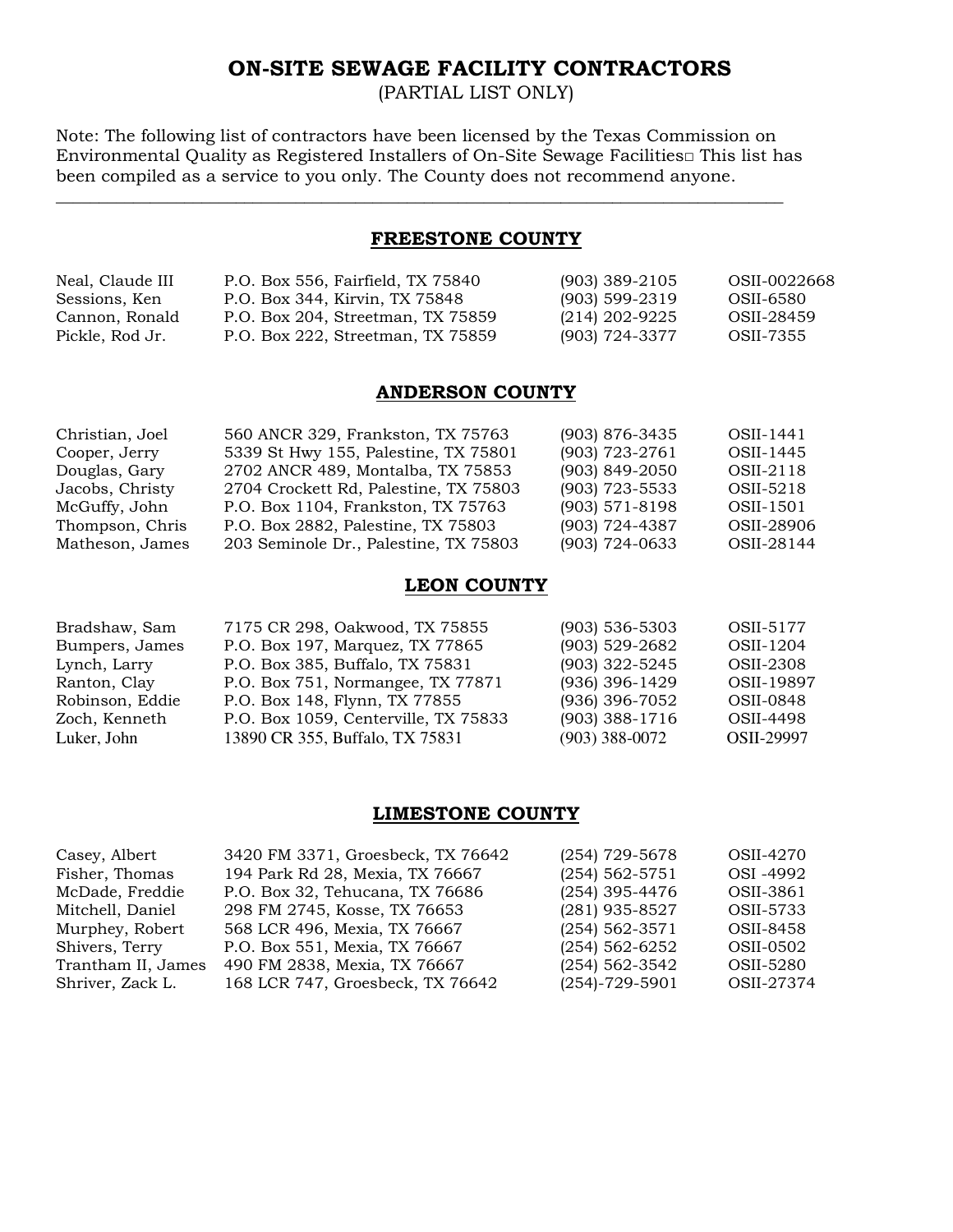# ON-SITE SEWAGE FACILITY CONTRACTORS

(PARTIAL LIST ONLY)

Note: The following list of contractors have been licensed by the Texas Commission on Environmental Quality as Registered Installers of On-Site Sewage Facilities□ This list has been compiled as a service to you only. The County does not recommend anyone.

---

## FREESTONE COUNTY

| | | | |
|---|---|---|---|
| Neal, Claude III | P.O. Box 556, Fairfield, TX 75840 | (903) 389-2105 | OSII-0022668 |
| Sessions, Ken | P.O. Box 344, Kirvin, TX 75848 | (903) 599-2319 | OSII-6580 |
| Cannon, Ronald | P.O. Box 204, Streetman, TX 75859 | (214) 202-9225 | OSII-28459 |
| Pickle, Rod Jr. | P.O. Box 222, Streetman, TX 75859 | (903) 724-3377 | OSII-7355 |

## ANDERSON COUNTY

| | | | |
|---|---|---|---|
| Christian, Joel | 560 ANCR 329, Frankston, TX 75763 | (903) 876-3435 | OSII-1441 |
| Cooper, Jerry | 5339 St Hwy 155, Palestine, TX 75801 | (903) 723-2761 | OSII-1445 |
| Douglas, Gary | 2702 ANCR 489, Montalba, TX 75853 | (903) 849-2050 | OSII-2118 |
| Jacobs, Christy | 2704 Crockett Rd, Palestine, TX 75803 | (903) 723-5533 | OSII-5218 |
| McGuffy, John | P.O. Box 1104, Frankston, TX 75763 | (903) 571-8198 | OSII-1501 |
| Thompson, Chris | P.O. Box 2882, Palestine, TX 75803 | (903) 724-4387 | OSII-28906 |
| Matheson, James | 203 Seminole Dr., Palestine, TX 75803 | (903) 724-0633 | OSII-28144 |

## LEON COUNTY

| | | | |
|---|---|---|---|
| Bradshaw, Sam | 7175 CR 298, Oakwood, TX 75855 | (903) 536-5303 | OSII-5177 |
| Bumpers, James | P.O. Box 197, Marquez, TX 77865 | (903) 529-2682 | OSII-1204 |
| Lynch, Larry | P.O. Box 385, Buffalo, TX 75831 | (903) 322-5245 | OSII-2308 |
| Ranton, Clay | P.O. Box 751, Normangee, TX 77871 | (936) 396-1429 | OSII-19897 |
| Robinson, Eddie | P.O. Box 148, Flynn, TX 77855 | (936) 396-7052 | OSII-0848 |
| Zoch, Kenneth | P.O. Box 1059, Centerville, TX 75833 | (903) 388-1716 | OSII-4498 |
| Luker, John | 13890 CR 355, Buffalo, TX 75831 | (903) 388-0072 | OSII-29997 |

## LIMESTONE COUNTY

| | | | |
|---|---|---|---|
| Casey, Albert | 3420 FM 3371, Groesbeck, TX 76642 | (254) 729-5678 | OSII-4270 |
| Fisher, Thomas | 194 Park Rd 28, Mexia, TX 76667 | (254) 562-5751 | OSI -4992 |
| McDade, Freddie | P.O. Box 32, Tehucana, TX 76686 | (254) 395-4476 | OSII-3861 |
| Mitchell, Daniel | 298 FM 2745, Kosse, TX 76653 | (281) 935-8527 | OSII-5733 |
| Murphey, Robert | 568 LCR 496, Mexia, TX 76667 | (254) 562-3571 | OSII-8458 |
| Shivers, Terry | P.O. Box 551, Mexia, TX 76667 | (254) 562-6252 | OSII-0502 |
| Trantham II, James | 490 FM 2838, Mexia, TX 76667 | (254) 562-3542 | OSII-5280 |
| Shriver, Zack L. | 168 LCR 747, Groesbeck, TX 76642 | (254)-729-5901 | OSII-27374 |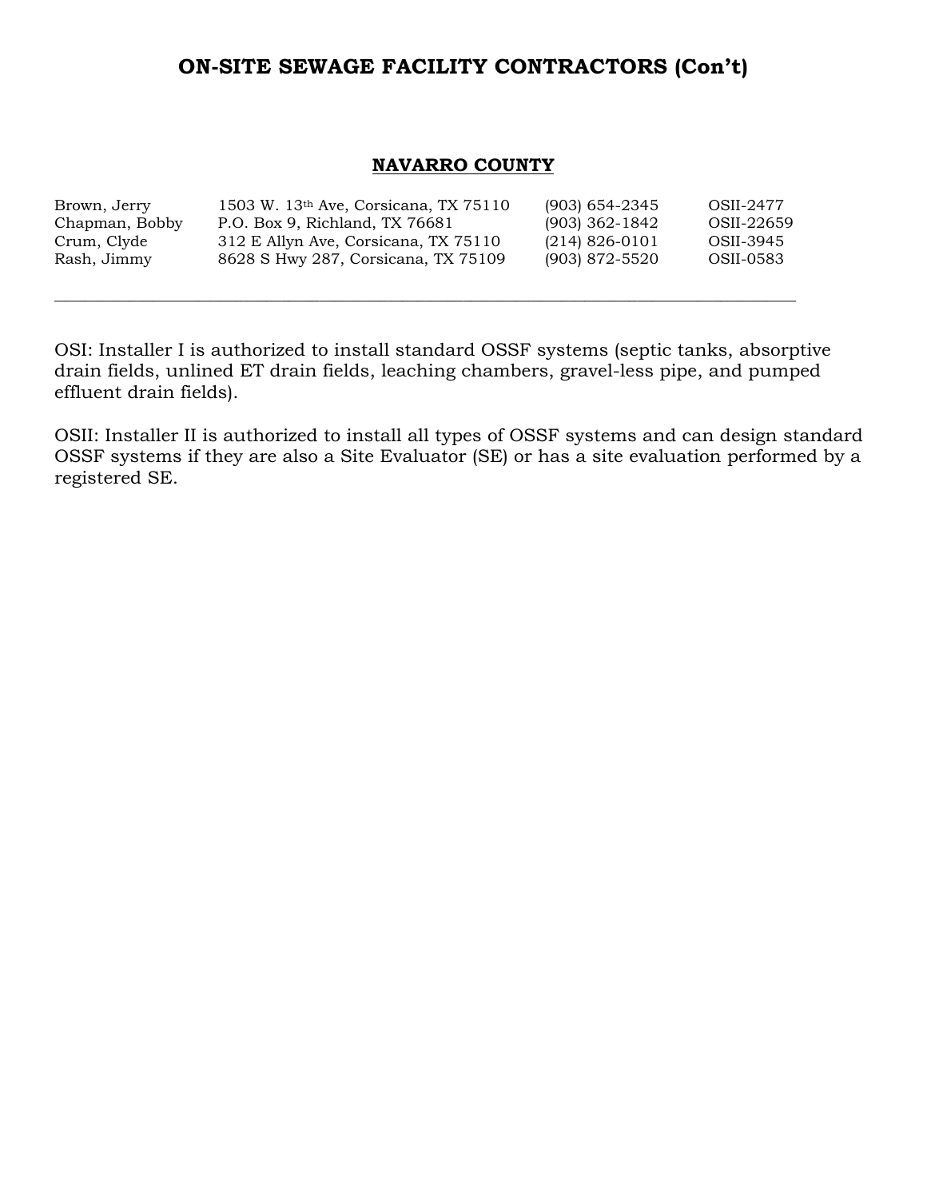# ON-SITE SEWAGE FACILITY CONTRACTORS (Con't)

## NAVARRO COUNTY

| | | | |
|---|---|---|---|
| Brown, Jerry | 1503 W. 13th Ave, Corsicana, TX 75110 | (903) 654-2345 | OSII-2477 |
| Chapman, Bobby | P.O. Box 9, Richland, TX 76681 | (903) 362-1842 | OSII-22659 |
| Crum, Clyde | 312 E Allyn Ave, Corsicana, TX 75110 | (214) 826-0101 | OSII-3945 |
| Rash, Jimmy | 8628 S Hwy 287, Corsicana, TX 75109 | (903) 872-5520 | OSII-0583 |

---

OSI: Installer I is authorized to install standard OSSF systems (septic tanks, absorptive drain fields, unlined ET drain fields, leaching chambers, gravel-less pipe, and pumped effluent drain fields).

OSII: Installer II is authorized to install all types of OSSF systems and can design standard OSSF systems if they are also a Site Evaluator (SE) or has a site evaluation performed by a registered SE.